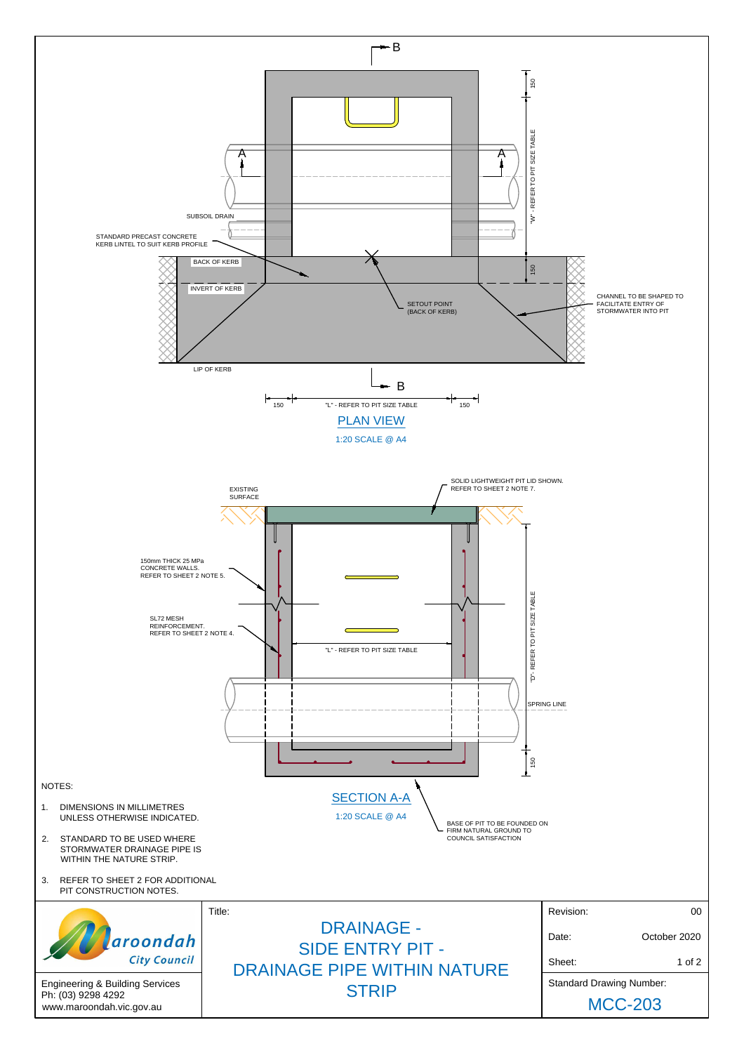## PLAN VIEW

1:20 SCALE @ A4

- SUBSOIL DRAIN
- STANDARD PRECAST CONCRETE KERB LINTEL TO SUIT KERB PROFILE
- BACK OF KERB
- INVERT OF KERB
- LIP OF KERB
- SETOUT POINT (BACK OF KERB)
- CHANNEL TO BE SHAPED TO FACILITATE ENTRY OF STORMWATER INTO PIT
- "W" - REFER TO PIT SIZE TABLE
- "L" - REFER TO PIT SIZE TABLE
- 150

## SECTION A-A

1:20 SCALE @ A4

- EXISTING SURFACE
- SOLID LIGHTWEIGHT PIT LID SHOWN. REFER TO SHEET 2 NOTE 7.
- 150mm THICK 25 MPa CONCRETE WALLS. REFER TO SHEET 2 NOTE 5.
- SL72 MESH REINFORCEMENT. REFER TO SHEET 2 NOTE 4.
- "L" - REFER TO PIT SIZE TABLE
- "D" - REFER TO PIT SIZE TABLE
- SPRING LINE
- 150
- BASE OF PIT TO BE FOUNDED ON FIRM NATURAL GROUND TO COUNCIL SATISFACTION

NOTES:

1. DIMENSIONS IN MILLIMETRES UNLESS OTHERWISE INDICATED.
2. STANDARD TO BE USED WHERE STORMWATER DRAINAGE PIPE IS WITHIN THE NATURE STRIP.
3. REFER TO SHEET 2 FOR ADDITIONAL PIT CONSTRUCTION NOTES.

Maroondah City Council
Engineering & Building Services
Ph: (03) 9298 4292
www.maroondah.vic.gov.au

Title: DRAINAGE - SIDE ENTRY PIT - DRAINAGE PIPE WITHIN NATURE STRIP

| Revision: | 00 |
|---|---|
| Date: | October 2020 |
| Sheet: | 1 of 2 |
| Standard Drawing Number: | MCC-203 |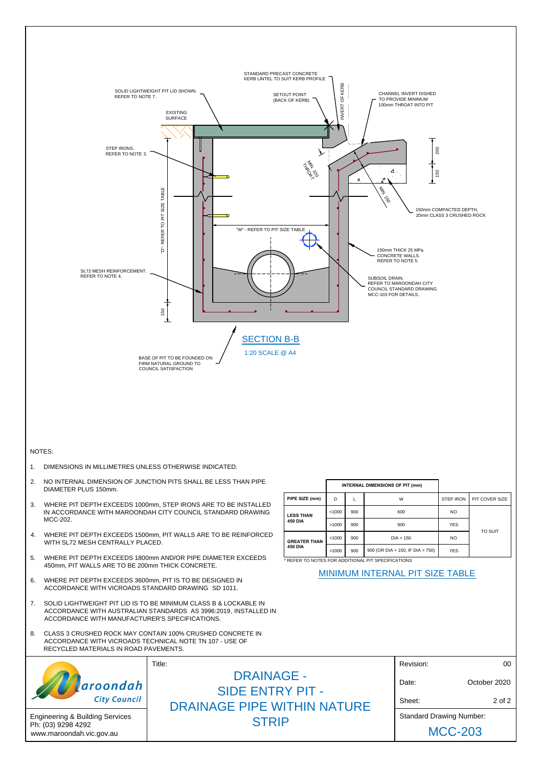STANDARD PRECAST CONCRETE KERB LINTEL TO SUIT KERB PROFILE

SOLID LIGHTWEIGHT PIT LID SHOWN. REFER TO NOTE 7.

SETOUT POINT (BACK OF KERB)

INVERT OF KERB

CHANNEL INVERT DISHED TO PROVIDE MINIMUM 100mm THROAT INTO PIT

EXISTING SURFACE

STEP IRONS. REFER TO NOTE 3.

MIN. 100 THROAT

200

150

MIN. 150

150mm COMPACTED DEPTH, 20mm CLASS 3 CRUSHED ROCK

"D"- REFER TO PIT SIZE TABLE

"W" - REFER TO PIT SIZE TABLE

150mm THICK 25 MPa CONCRETE WALLS. REFER TO NOTE 5.

SL72 MESH REINFORCEMENT. REFER TO NOTE 4.

SUBSOIL DRAIN. REFER TO MAROONDAH CITY COUNCIL STANDARD DRAWING MCC-103 FOR DETAILS.

150

## SECTION B-B

1:20 SCALE @ A4

BASE OF PIT TO BE FOUNDED ON FIRM NATURAL GROUND TO COUNCIL SATISFACTION

NOTES:

1. DIMENSIONS IN MILLIMETRES UNLESS OTHERWISE INDICATED.
2. NO INTERNAL DIMENSION OF JUNCTION PITS SHALL BE LESS THAN PIPE DIAMETER PLUS 150mm.
3. WHERE PIT DEPTH EXCEEDS 1000mm, STEP IRONS ARE TO BE INSTALLED IN ACCORDANCE WITH MAROONDAH CITY COUNCIL STANDARD DRAWING MCC-202.
4. WHERE PIT DEPTH EXCEEDS 1500mm, PIT WALLS ARE TO BE REINFORCED WITH SL72 MESH CENTRALLY PLACED.
5. WHERE PIT DEPTH EXCEEDS 1800mm AND/OR PIPE DIAMETER EXCEEDS 450mm, PIT WALLS ARE TO BE 200mm THICK CONCRETE.
6. WHERE PIT DEPTH EXCEEDS 3600mm, PIT IS TO BE DESIGNED IN ACCORDANCE WITH VICROADS STANDARD DRAWING SD 1011.
7. SOLID LIGHTWEIGHT PIT LID IS TO BE MINIMUM CLASS B & LOCKABLE IN ACCORDANCE WITH AUSTRALIAN STANDARDS AS 3996:2019, INSTALLED IN ACCORDANCE WITH MANUFACTURER'S SPECIFICATIONS.
8. CLASS 3 CRUSHED ROCK MAY CONTAIN 100% CRUSHED CONCRETE IN ACCORDANCE WITH VICROADS TECHNICAL NOTE TN 107 - USE OF RECYCLED MATERIALS IN ROAD PAVEMENTS.

| | INTERNAL DIMENSIONS OF PIT (mm) | | | | |
|---|---|---|---|---|---|
| PIPE SIZE (mm) | D | L | W | STEP IRON | PIT COVER SIZE |
| LESS THAN 450 DIA | <1000 | 900 | 600 | NO | TO SUIT |
| | >1000 | 900 | 900 | YES | |
| GREATER THAN 450 DIA | <1000 | 900 | DIA + 150 | NO | |
| | >1000 | 900 | 900 (OR DIA + 150, IF DIA > 750) | YES | |

* REFER TO NOTES FOR ADDITIONAL PIT SPECIFICATIONS

## MINIMUM INTERNAL PIT SIZE TABLE

Maroondah City Council

Engineering & Building Services
Ph: (03) 9298 4292
www.maroondah.vic.gov.au

Title:

# DRAINAGE - SIDE ENTRY PIT - DRAINAGE PIPE WITHIN NATURE STRIP

Revision: 00

Date: October 2020

Sheet: 2 of 2

Standard Drawing Number: MCC-203